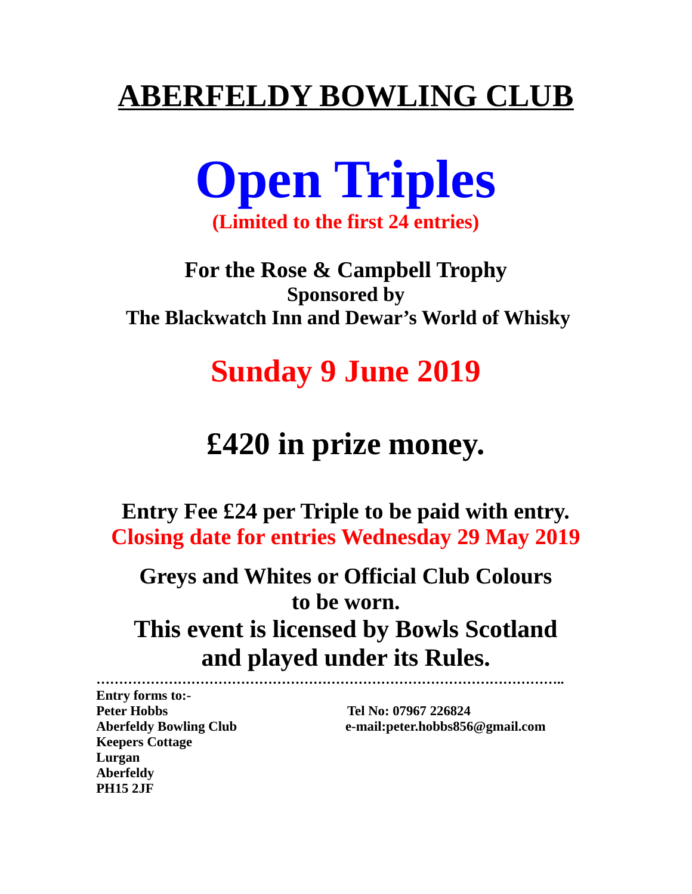# ABERFELDY BOWLING CLUB

# Open Triples

**(Limited to the first 24 entries)**

**For the Rose & Campbell Trophy**
**Sponsored by**
**The Blackwatch Inn and Dewar's World of Whisky**

## Sunday 9 June 2019

## £420 in prize money.

**Entry Fee £24 per Triple to be paid with entry.**
**Closing date for entries Wednesday 29 May 2019**

**Greys and Whites or Official Club Colours to be worn.**
**This event is licensed by Bowls Scotland and played under its Rules.**

…………………………………………………………………………………………..

**Entry forms to:-**
**Peter Hobbs**
**Aberfeldy Bowling Club**
**Keepers Cottage**
**Lurgan**
**Aberfeldy**
**PH15 2JF**

**Tel No: 07967 226824**
**e-mail:peter.hobbs856@gmail.com**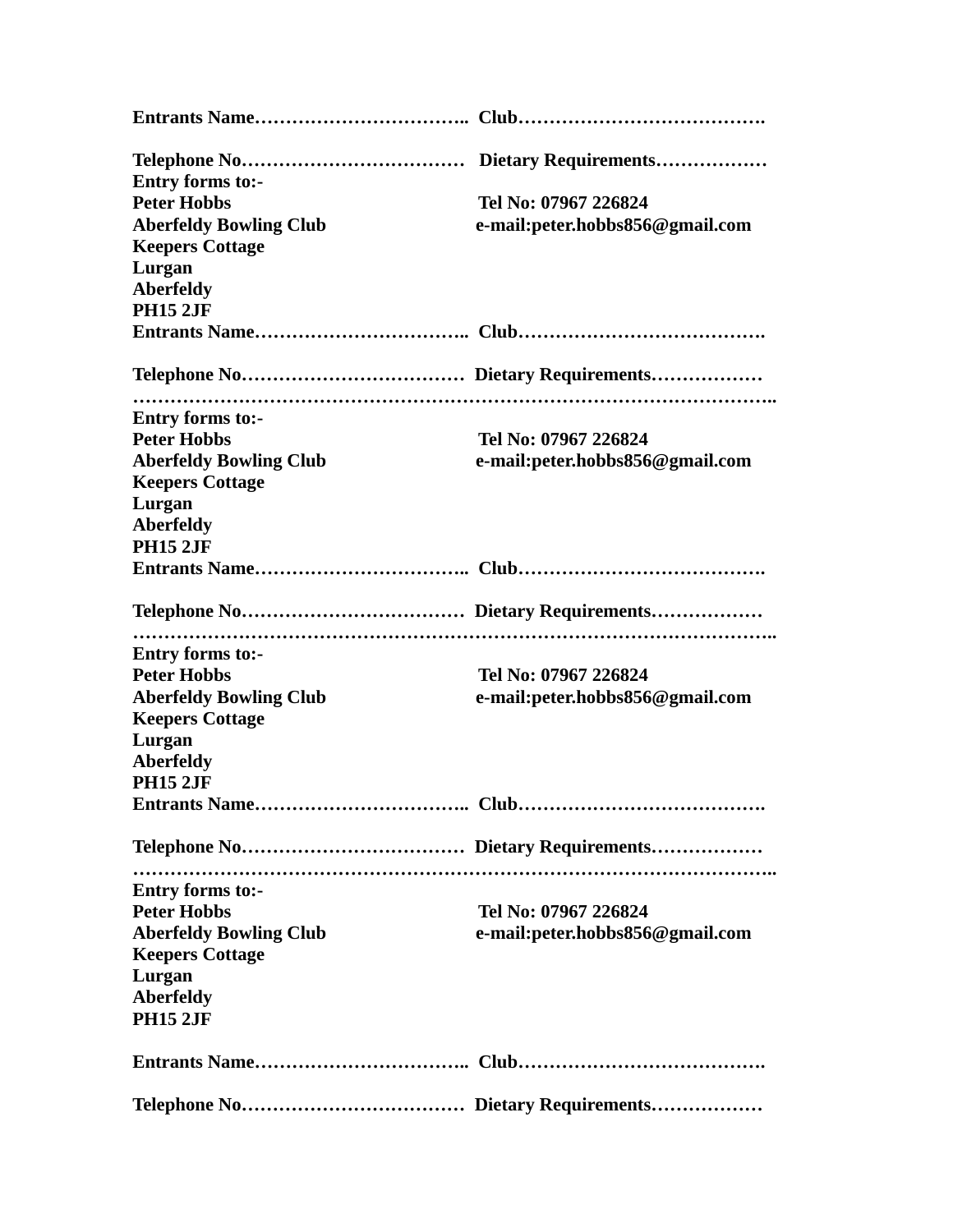**Entrants Name…………………………….. Club………………………………….**

**Telephone No……………………………… Dietary Requirements………………**

**Entry forms to:-**

**Peter Hobbs** **Tel No: 07967 226824**

**Aberfeldy Bowling Club** **e-mail:peter.hobbs856@gmail.com**

**Keepers Cottage**

**Lurgan**

**Aberfeldy**

**PH15 2JF**

**Entrants Name…………………………….. Club………………………………….**

**Telephone No……………………………… Dietary Requirements………………**

**…………………………………………………………………………………………..**

**Entry forms to:-**

**Peter Hobbs** **Tel No: 07967 226824**

**Aberfeldy Bowling Club** **e-mail:peter.hobbs856@gmail.com**

**Keepers Cottage**

**Lurgan**

**Aberfeldy**

**PH15 2JF**

**Entrants Name…………………………….. Club………………………………….**

**Telephone No……………………………… Dietary Requirements………………**

**…………………………………………………………………………………………..**

**Entry forms to:-**

**Peter Hobbs** **Tel No: 07967 226824**

**Aberfeldy Bowling Club** **e-mail:peter.hobbs856@gmail.com**

**Keepers Cottage**

**Lurgan**

**Aberfeldy**

**PH15 2JF**

**Entrants Name…………………………….. Club………………………………….**

**Telephone No……………………………… Dietary Requirements………………**

**…………………………………………………………………………………………..**

**Entry forms to:-**

**Peter Hobbs** **Tel No: 07967 226824**

**Aberfeldy Bowling Club** **e-mail:peter.hobbs856@gmail.com**

**Keepers Cottage**

**Lurgan**

**Aberfeldy**

**PH15 2JF**

**Entrants Name…………………………….. Club………………………………….**

**Telephone No……………………………… Dietary Requirements………………**